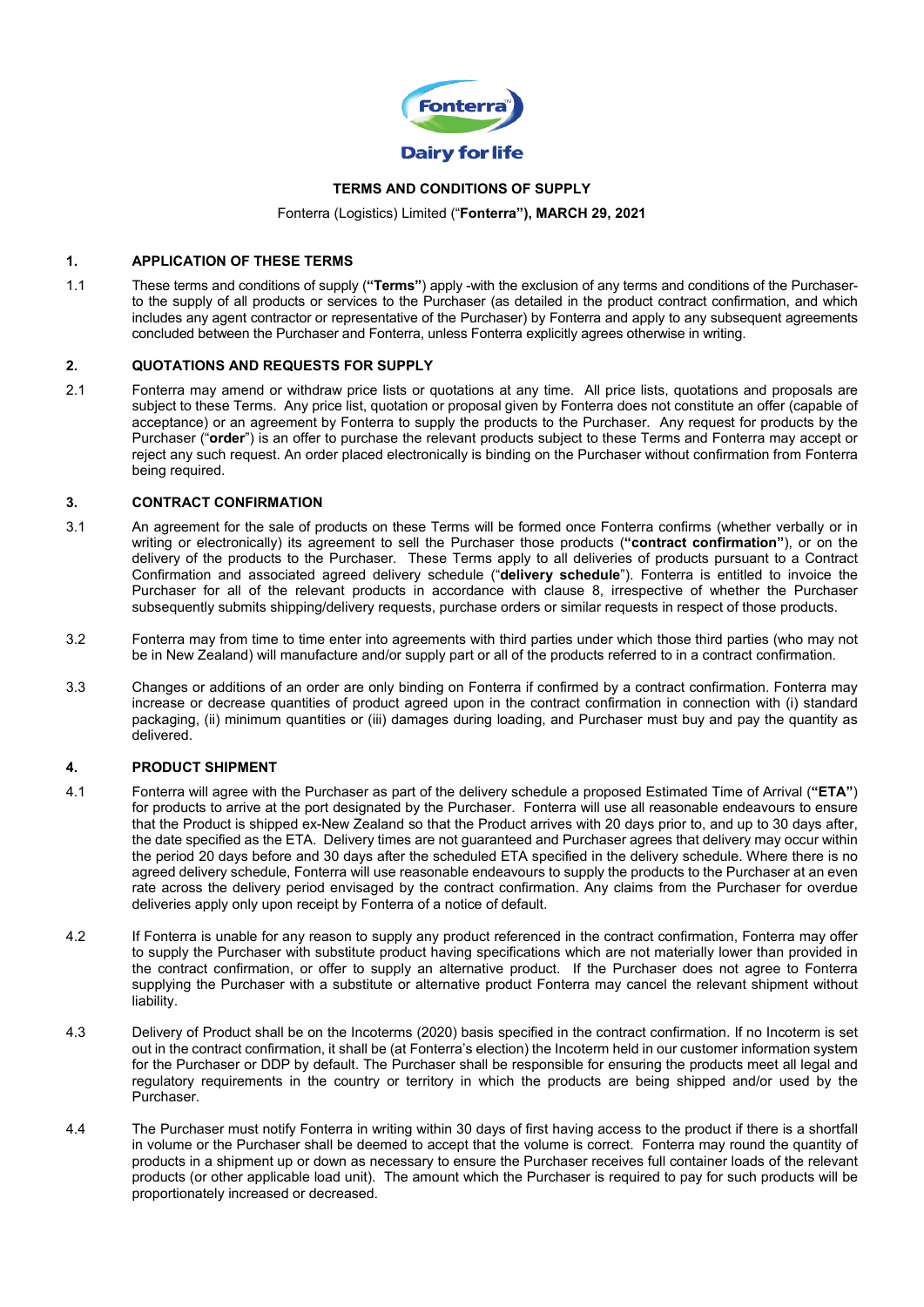# TERMS AND CONDITIONS OF SUPPLY

Fonterra (Logistics) Limited ("**Fonterra"), MARCH 29, 2021**

## 1. APPLICATION OF THESE TERMS

1.1 These terms and conditions of supply (**"Terms"**) apply -with the exclusion of any terms and conditions of the Purchaser- to the supply of all products or services to the Purchaser (as detailed in the product contract confirmation, and which includes any agent contractor or representative of the Purchaser) by Fonterra and apply to any subsequent agreements concluded between the Purchaser and Fonterra, unless Fonterra explicitly agrees otherwise in writing.

## 2. QUOTATIONS AND REQUESTS FOR SUPPLY

2.1 Fonterra may amend or withdraw price lists or quotations at any time. All price lists, quotations and proposals are subject to these Terms. Any price list, quotation or proposal given by Fonterra does not constitute an offer (capable of acceptance) or an agreement by Fonterra to supply the products to the Purchaser. Any request for products by the Purchaser ("**order**") is an offer to purchase the relevant products subject to these Terms and Fonterra may accept or reject any such request. An order placed electronically is binding on the Purchaser without confirmation from Fonterra being required.

## 3. CONTRACT CONFIRMATION

3.1 An agreement for the sale of products on these Terms will be formed once Fonterra confirms (whether verbally or in writing or electronically) its agreement to sell the Purchaser those products (**"contract confirmation"**), or on the delivery of the products to the Purchaser. These Terms apply to all deliveries of products pursuant to a Contract Confirmation and associated agreed delivery schedule ("**delivery schedule**"). Fonterra is entitled to invoice the Purchaser for all of the relevant products in accordance with clause 8, irrespective of whether the Purchaser subsequently submits shipping/delivery requests, purchase orders or similar requests in respect of those products.

3.2 Fonterra may from time to time enter into agreements with third parties under which those third parties (who may not be in New Zealand) will manufacture and/or supply part or all of the products referred to in a contract confirmation.

3.3 Changes or additions of an order are only binding on Fonterra if confirmed by a contract confirmation. Fonterra may increase or decrease quantities of product agreed upon in the contract confirmation in connection with (i) standard packaging, (ii) minimum quantities or (iii) damages during loading, and Purchaser must buy and pay the quantity as delivered.

## 4. PRODUCT SHIPMENT

4.1 Fonterra will agree with the Purchaser as part of the delivery schedule a proposed Estimated Time of Arrival (**"ETA"**) for products to arrive at the port designated by the Purchaser. Fonterra will use all reasonable endeavours to ensure that the Product is shipped ex-New Zealand so that the Product arrives with 20 days prior to, and up to 30 days after, the date specified as the ETA. Delivery times are not guaranteed and Purchaser agrees that delivery may occur within the period 20 days before and 30 days after the scheduled ETA specified in the delivery schedule. Where there is no agreed delivery schedule, Fonterra will use reasonable endeavours to supply the products to the Purchaser at an even rate across the delivery period envisaged by the contract confirmation. Any claims from the Purchaser for overdue deliveries apply only upon receipt by Fonterra of a notice of default.

4.2 If Fonterra is unable for any reason to supply any product referenced in the contract confirmation, Fonterra may offer to supply the Purchaser with substitute product having specifications which are not materially lower than provided in the contract confirmation, or offer to supply an alternative product. If the Purchaser does not agree to Fonterra supplying the Purchaser with a substitute or alternative product Fonterra may cancel the relevant shipment without liability.

4.3 Delivery of Product shall be on the Incoterms (2020) basis specified in the contract confirmation. If no Incoterm is set out in the contract confirmation, it shall be (at Fonterra's election) the Incoterm held in our customer information system for the Purchaser or DDP by default. The Purchaser shall be responsible for ensuring the products meet all legal and regulatory requirements in the country or territory in which the products are being shipped and/or used by the Purchaser.

4.4 The Purchaser must notify Fonterra in writing within 30 days of first having access to the product if there is a shortfall in volume or the Purchaser shall be deemed to accept that the volume is correct. Fonterra may round the quantity of products in a shipment up or down as necessary to ensure the Purchaser receives full container loads of the relevant products (or other applicable load unit). The amount which the Purchaser is required to pay for such products will be proportionately increased or decreased.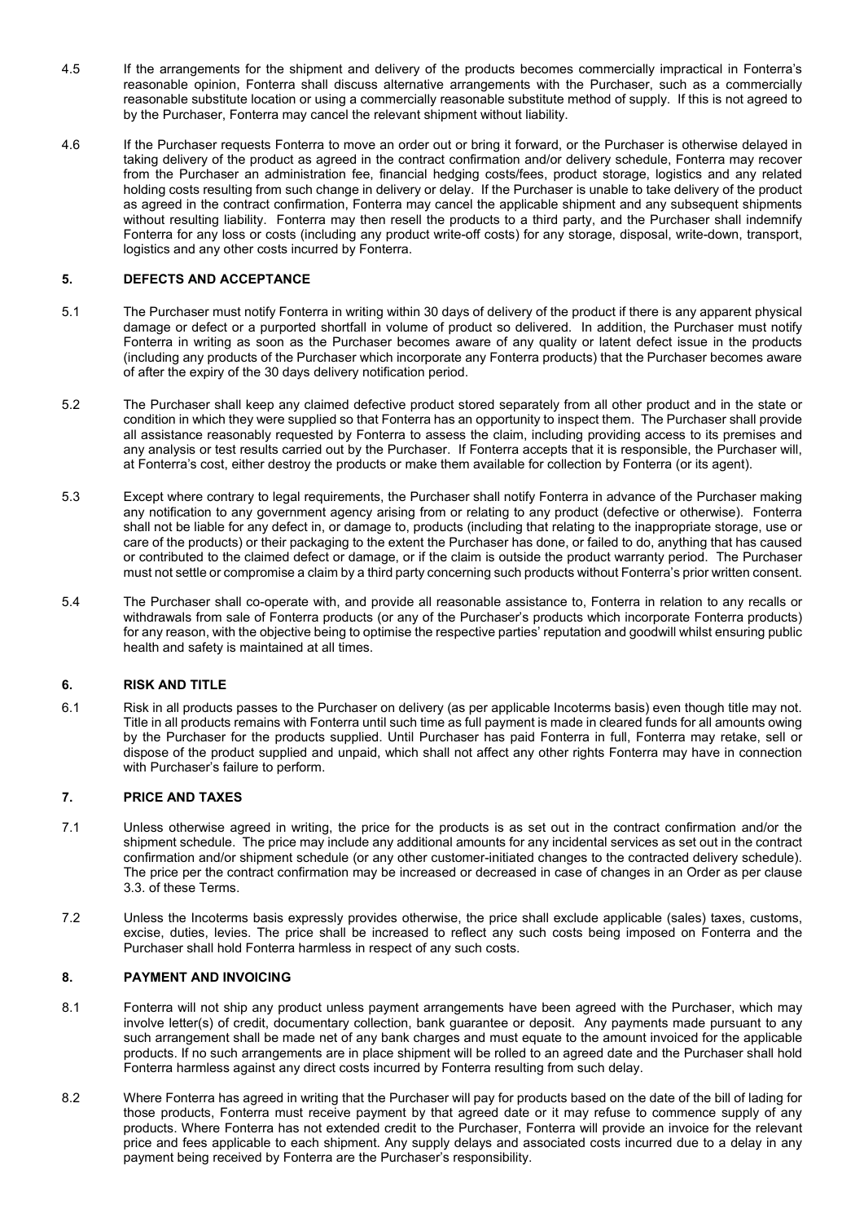4.5 If the arrangements for the shipment and delivery of the products becomes commercially impractical in Fonterra's reasonable opinion, Fonterra shall discuss alternative arrangements with the Purchaser, such as a commercially reasonable substitute location or using a commercially reasonable substitute method of supply. If this is not agreed to by the Purchaser, Fonterra may cancel the relevant shipment without liability.

4.6 If the Purchaser requests Fonterra to move an order out or bring it forward, or the Purchaser is otherwise delayed in taking delivery of the product as agreed in the contract confirmation and/or delivery schedule, Fonterra may recover from the Purchaser an administration fee, financial hedging costs/fees, product storage, logistics and any related holding costs resulting from such change in delivery or delay. If the Purchaser is unable to take delivery of the product as agreed in the contract confirmation, Fonterra may cancel the applicable shipment and any subsequent shipments without resulting liability. Fonterra may then resell the products to a third party, and the Purchaser shall indemnify Fonterra for any loss or costs (including any product write-off costs) for any storage, disposal, write-down, transport, logistics and any other costs incurred by Fonterra.

## 5. DEFECTS AND ACCEPTANCE

5.1 The Purchaser must notify Fonterra in writing within 30 days of delivery of the product if there is any apparent physical damage or defect or a purported shortfall in volume of product so delivered. In addition, the Purchaser must notify Fonterra in writing as soon as the Purchaser becomes aware of any quality or latent defect issue in the products (including any products of the Purchaser which incorporate any Fonterra products) that the Purchaser becomes aware of after the expiry of the 30 days delivery notification period.

5.2 The Purchaser shall keep any claimed defective product stored separately from all other product and in the state or condition in which they were supplied so that Fonterra has an opportunity to inspect them. The Purchaser shall provide all assistance reasonably requested by Fonterra to assess the claim, including providing access to its premises and any analysis or test results carried out by the Purchaser. If Fonterra accepts that it is responsible, the Purchaser will, at Fonterra's cost, either destroy the products or make them available for collection by Fonterra (or its agent).

5.3 Except where contrary to legal requirements, the Purchaser shall notify Fonterra in advance of the Purchaser making any notification to any government agency arising from or relating to any product (defective or otherwise). Fonterra shall not be liable for any defect in, or damage to, products (including that relating to the inappropriate storage, use or care of the products) or their packaging to the extent the Purchaser has done, or failed to do, anything that has caused or contributed to the claimed defect or damage, or if the claim is outside the product warranty period. The Purchaser must not settle or compromise a claim by a third party concerning such products without Fonterra's prior written consent.

5.4 The Purchaser shall co-operate with, and provide all reasonable assistance to, Fonterra in relation to any recalls or withdrawals from sale of Fonterra products (or any of the Purchaser's products which incorporate Fonterra products) for any reason, with the objective being to optimise the respective parties' reputation and goodwill whilst ensuring public health and safety is maintained at all times.

## 6. RISK AND TITLE

6.1 Risk in all products passes to the Purchaser on delivery (as per applicable Incoterms basis) even though title may not. Title in all products remains with Fonterra until such time as full payment is made in cleared funds for all amounts owing by the Purchaser for the products supplied. Until Purchaser has paid Fonterra in full, Fonterra may retake, sell or dispose of the product supplied and unpaid, which shall not affect any other rights Fonterra may have in connection with Purchaser's failure to perform.

## 7. PRICE AND TAXES

7.1 Unless otherwise agreed in writing, the price for the products is as set out in the contract confirmation and/or the shipment schedule. The price may include any additional amounts for any incidental services as set out in the contract confirmation and/or shipment schedule (or any other customer-initiated changes to the contracted delivery schedule). The price per the contract confirmation may be increased or decreased in case of changes in an Order as per clause 3.3. of these Terms.

7.2 Unless the Incoterms basis expressly provides otherwise, the price shall exclude applicable (sales) taxes, customs, excise, duties, levies. The price shall be increased to reflect any such costs being imposed on Fonterra and the Purchaser shall hold Fonterra harmless in respect of any such costs.

## 8. PAYMENT AND INVOICING

8.1 Fonterra will not ship any product unless payment arrangements have been agreed with the Purchaser, which may involve letter(s) of credit, documentary collection, bank guarantee or deposit. Any payments made pursuant to any such arrangement shall be made net of any bank charges and must equate to the amount invoiced for the applicable products. If no such arrangements are in place shipment will be rolled to an agreed date and the Purchaser shall hold Fonterra harmless against any direct costs incurred by Fonterra resulting from such delay.

8.2 Where Fonterra has agreed in writing that the Purchaser will pay for products based on the date of the bill of lading for those products, Fonterra must receive payment by that agreed date or it may refuse to commence supply of any products. Where Fonterra has not extended credit to the Purchaser, Fonterra will provide an invoice for the relevant price and fees applicable to each shipment. Any supply delays and associated costs incurred due to a delay in any payment being received by Fonterra are the Purchaser's responsibility.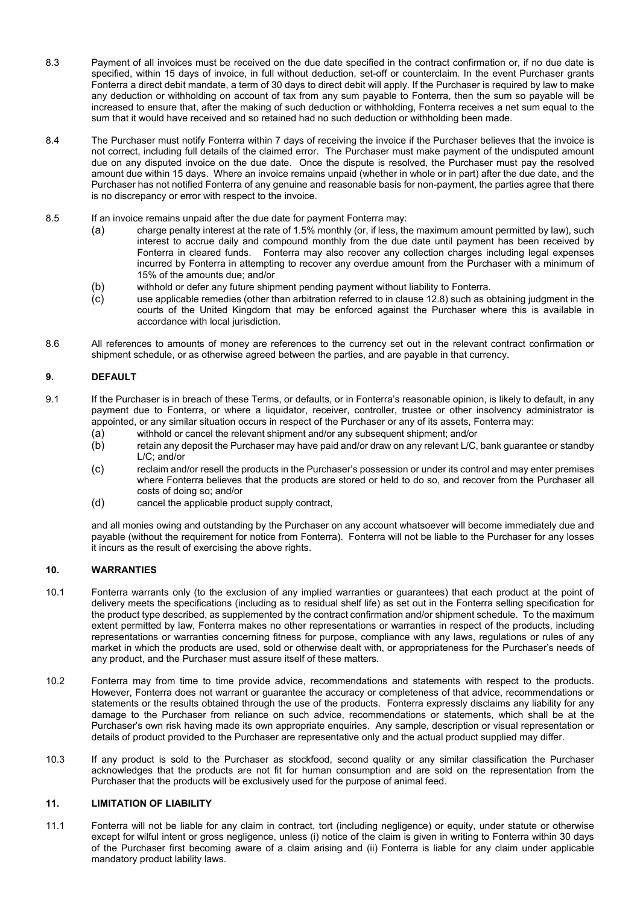8.3 Payment of all invoices must be received on the due date specified in the contract confirmation or, if no due date is specified, within 15 days of invoice, in full without deduction, set-off or counterclaim. In the event Purchaser grants Fonterra a direct debit mandate, a term of 30 days to direct debit will apply. If the Purchaser is required by law to make any deduction or withholding on account of tax from any sum payable to Fonterra, then the sum so payable will be increased to ensure that, after the making of such deduction or withholding, Fonterra receives a net sum equal to the sum that it would have received and so retained had no such deduction or withholding been made.

8.4 The Purchaser must notify Fonterra within 7 days of receiving the invoice if the Purchaser believes that the invoice is not correct, including full details of the claimed error. The Purchaser must make payment of the undisputed amount due on any disputed invoice on the due date. Once the dispute is resolved, the Purchaser must pay the resolved amount due within 15 days. Where an invoice remains unpaid (whether in whole or in part) after the due date, and the Purchaser has not notified Fonterra of any genuine and reasonable basis for non-payment, the parties agree that there is no discrepancy or error with respect to the invoice.

8.5 If an invoice remains unpaid after the due date for payment Fonterra may:

(a) charge penalty interest at the rate of 1.5% monthly (or, if less, the maximum amount permitted by law), such interest to accrue daily and compound monthly from the due date until payment has been received by Fonterra in cleared funds. Fonterra may also recover any collection charges including legal expenses incurred by Fonterra in attempting to recover any overdue amount from the Purchaser with a minimum of 15% of the amounts due; and/or

(b) withhold or defer any future shipment pending payment without liability to Fonterra.

(c) use applicable remedies (other than arbitration referred to in clause 12.8) such as obtaining judgment in the courts of the United Kingdom that may be enforced against the Purchaser where this is available in accordance with local jurisdiction.

8.6 All references to amounts of money are references to the currency set out in the relevant contract confirmation or shipment schedule, or as otherwise agreed between the parties, and are payable in that currency.

## 9. DEFAULT

9.1 If the Purchaser is in breach of these Terms, or defaults, or in Fonterra's reasonable opinion, is likely to default, in any payment due to Fonterra, or where a liquidator, receiver, controller, trustee or other insolvency administrator is appointed, or any similar situation occurs in respect of the Purchaser or any of its assets, Fonterra may:

(a) withhold or cancel the relevant shipment and/or any subsequent shipment; and/or

(b) retain any deposit the Purchaser may have paid and/or draw on any relevant L/C, bank guarantee or standby L/C; and/or

(c) reclaim and/or resell the products in the Purchaser's possession or under its control and may enter premises where Fonterra believes that the products are stored or held to do so, and recover from the Purchaser all costs of doing so; and/or

(d) cancel the applicable product supply contract,

and all monies owing and outstanding by the Purchaser on any account whatsoever will become immediately due and payable (without the requirement for notice from Fonterra). Fonterra will not be liable to the Purchaser for any losses it incurs as the result of exercising the above rights.

## 10. WARRANTIES

10.1 Fonterra warrants only (to the exclusion of any implied warranties or guarantees) that each product at the point of delivery meets the specifications (including as to residual shelf life) as set out in the Fonterra selling specification for the product type described, as supplemented by the contract confirmation and/or shipment schedule. To the maximum extent permitted by law, Fonterra makes no other representations or warranties in respect of the products, including representations or warranties concerning fitness for purpose, compliance with any laws, regulations or rules of any market in which the products are used, sold or otherwise dealt with, or appropriateness for the Purchaser's needs of any product, and the Purchaser must assure itself of these matters.

10.2 Fonterra may from time to time provide advice, recommendations and statements with respect to the products. However, Fonterra does not warrant or guarantee the accuracy or completeness of that advice, recommendations or statements or the results obtained through the use of the products. Fonterra expressly disclaims any liability for any damage to the Purchaser from reliance on such advice, recommendations or statements, which shall be at the Purchaser's own risk having made its own appropriate enquiries. Any sample, description or visual representation or details of product provided to the Purchaser are representative only and the actual product supplied may differ.

10.3 If any product is sold to the Purchaser as stockfood, second quality or any similar classification the Purchaser acknowledges that the products are not fit for human consumption and are sold on the representation from the Purchaser that the products will be exclusively used for the purpose of animal feed.

## 11. LIMITATION OF LIABILITY

11.1 Fonterra will not be liable for any claim in contract, tort (including negligence) or equity, under statute or otherwise except for wilful intent or gross negligence, unless (i) notice of the claim is given in writing to Fonterra within 30 days of the Purchaser first becoming aware of a claim arising and (ii) Fonterra is liable for any claim under applicable mandatory product liability laws.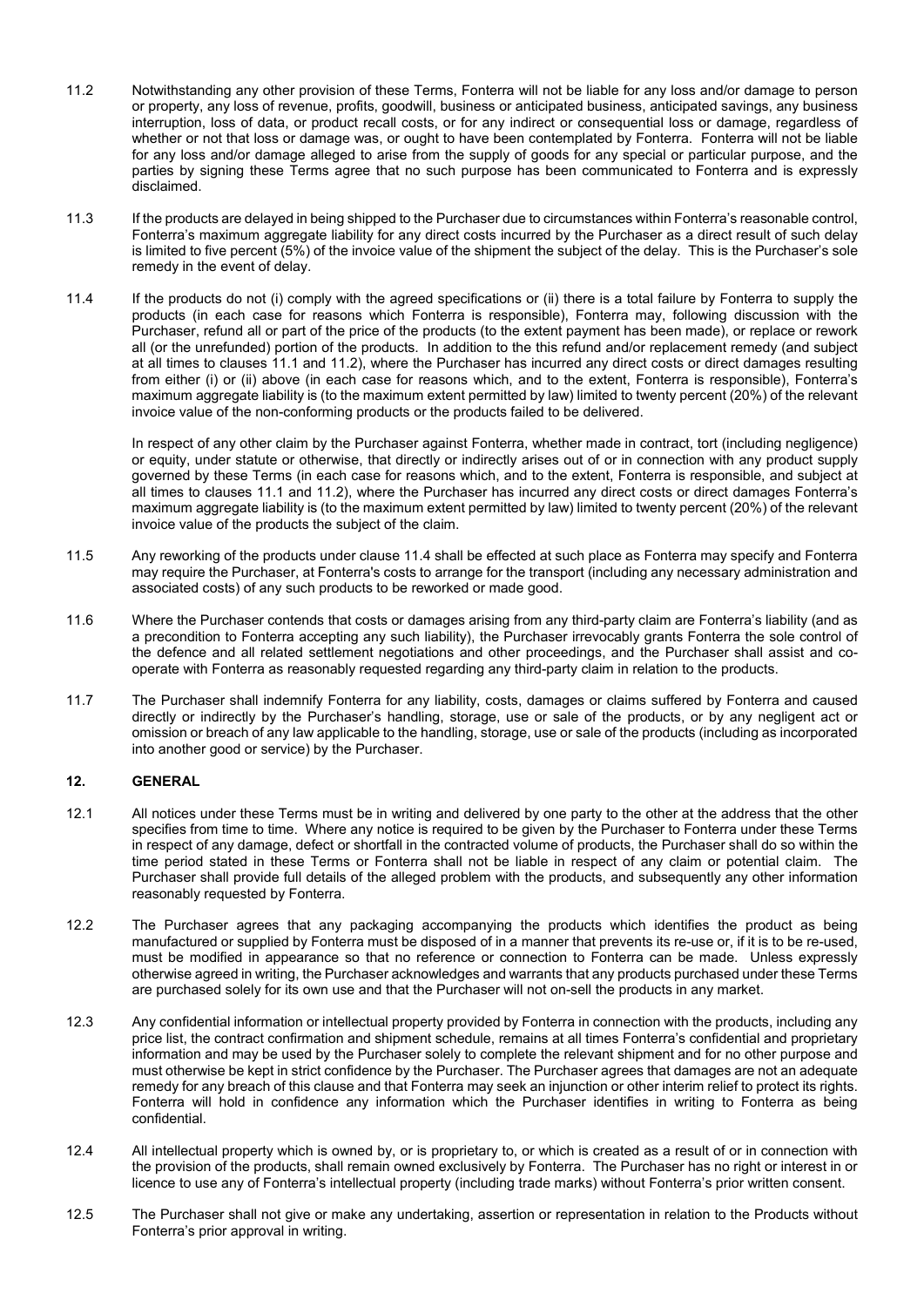11.2 Notwithstanding any other provision of these Terms, Fonterra will not be liable for any loss and/or damage to person or property, any loss of revenue, profits, goodwill, business or anticipated business, anticipated savings, any business interruption, loss of data, or product recall costs, or for any indirect or consequential loss or damage, regardless of whether or not that loss or damage was, or ought to have been contemplated by Fonterra. Fonterra will not be liable for any loss and/or damage alleged to arise from the supply of goods for any special or particular purpose, and the parties by signing these Terms agree that no such purpose has been communicated to Fonterra and is expressly disclaimed.

11.3 If the products are delayed in being shipped to the Purchaser due to circumstances within Fonterra's reasonable control, Fonterra's maximum aggregate liability for any direct costs incurred by the Purchaser as a direct result of such delay is limited to five percent (5%) of the invoice value of the shipment the subject of the delay. This is the Purchaser's sole remedy in the event of delay.

11.4 If the products do not (i) comply with the agreed specifications or (ii) there is a total failure by Fonterra to supply the products (in each case for reasons which Fonterra is responsible), Fonterra may, following discussion with the Purchaser, refund all or part of the price of the products (to the extent payment has been made), or replace or rework all (or the unrefunded) portion of the products. In addition to the this refund and/or replacement remedy (and subject at all times to clauses 11.1 and 11.2), where the Purchaser has incurred any direct costs or direct damages resulting from either (i) or (ii) above (in each case for reasons which, and to the extent, Fonterra is responsible), Fonterra's maximum aggregate liability is (to the maximum extent permitted by law) limited to twenty percent (20%) of the relevant invoice value of the non-conforming products or the products failed to be delivered.

In respect of any other claim by the Purchaser against Fonterra, whether made in contract, tort (including negligence) or equity, under statute or otherwise, that directly or indirectly arises out of or in connection with any product supply governed by these Terms (in each case for reasons which, and to the extent, Fonterra is responsible, and subject at all times to clauses 11.1 and 11.2), where the Purchaser has incurred any direct costs or direct damages Fonterra's maximum aggregate liability is (to the maximum extent permitted by law) limited to twenty percent (20%) of the relevant invoice value of the products the subject of the claim.

11.5 Any reworking of the products under clause 11.4 shall be effected at such place as Fonterra may specify and Fonterra may require the Purchaser, at Fonterra's costs to arrange for the transport (including any necessary administration and associated costs) of any such products to be reworked or made good.

11.6 Where the Purchaser contends that costs or damages arising from any third-party claim are Fonterra's liability (and as a precondition to Fonterra accepting any such liability), the Purchaser irrevocably grants Fonterra the sole control of the defence and all related settlement negotiations and other proceedings, and the Purchaser shall assist and co-operate with Fonterra as reasonably requested regarding any third-party claim in relation to the products.

11.7 The Purchaser shall indemnify Fonterra for any liability, costs, damages or claims suffered by Fonterra and caused directly or indirectly by the Purchaser's handling, storage, use or sale of the products, or by any negligent act or omission or breach of any law applicable to the handling, storage, use or sale of the products (including as incorporated into another good or service) by the Purchaser.

## 12. GENERAL

12.1 All notices under these Terms must be in writing and delivered by one party to the other at the address that the other specifies from time to time. Where any notice is required to be given by the Purchaser to Fonterra under these Terms in respect of any damage, defect or shortfall in the contracted volume of products, the Purchaser shall do so within the time period stated in these Terms or Fonterra shall not be liable in respect of any claim or potential claim. The Purchaser shall provide full details of the alleged problem with the products, and subsequently any other information reasonably requested by Fonterra.

12.2 The Purchaser agrees that any packaging accompanying the products which identifies the product as being manufactured or supplied by Fonterra must be disposed of in a manner that prevents its re-use or, if it is to be re-used, must be modified in appearance so that no reference or connection to Fonterra can be made. Unless expressly otherwise agreed in writing, the Purchaser acknowledges and warrants that any products purchased under these Terms are purchased solely for its own use and that the Purchaser will not on-sell the products in any market.

12.3 Any confidential information or intellectual property provided by Fonterra in connection with the products, including any price list, the contract confirmation and shipment schedule, remains at all times Fonterra's confidential and proprietary information and may be used by the Purchaser solely to complete the relevant shipment and for no other purpose and must otherwise be kept in strict confidence by the Purchaser. The Purchaser agrees that damages are not an adequate remedy for any breach of this clause and that Fonterra may seek an injunction or other interim relief to protect its rights. Fonterra will hold in confidence any information which the Purchaser identifies in writing to Fonterra as being confidential.

12.4 All intellectual property which is owned by, or is proprietary to, or which is created as a result of or in connection with the provision of the products, shall remain owned exclusively by Fonterra. The Purchaser has no right or interest in or licence to use any of Fonterra's intellectual property (including trade marks) without Fonterra's prior written consent.

12.5 The Purchaser shall not give or make any undertaking, assertion or representation in relation to the Products without Fonterra's prior approval in writing.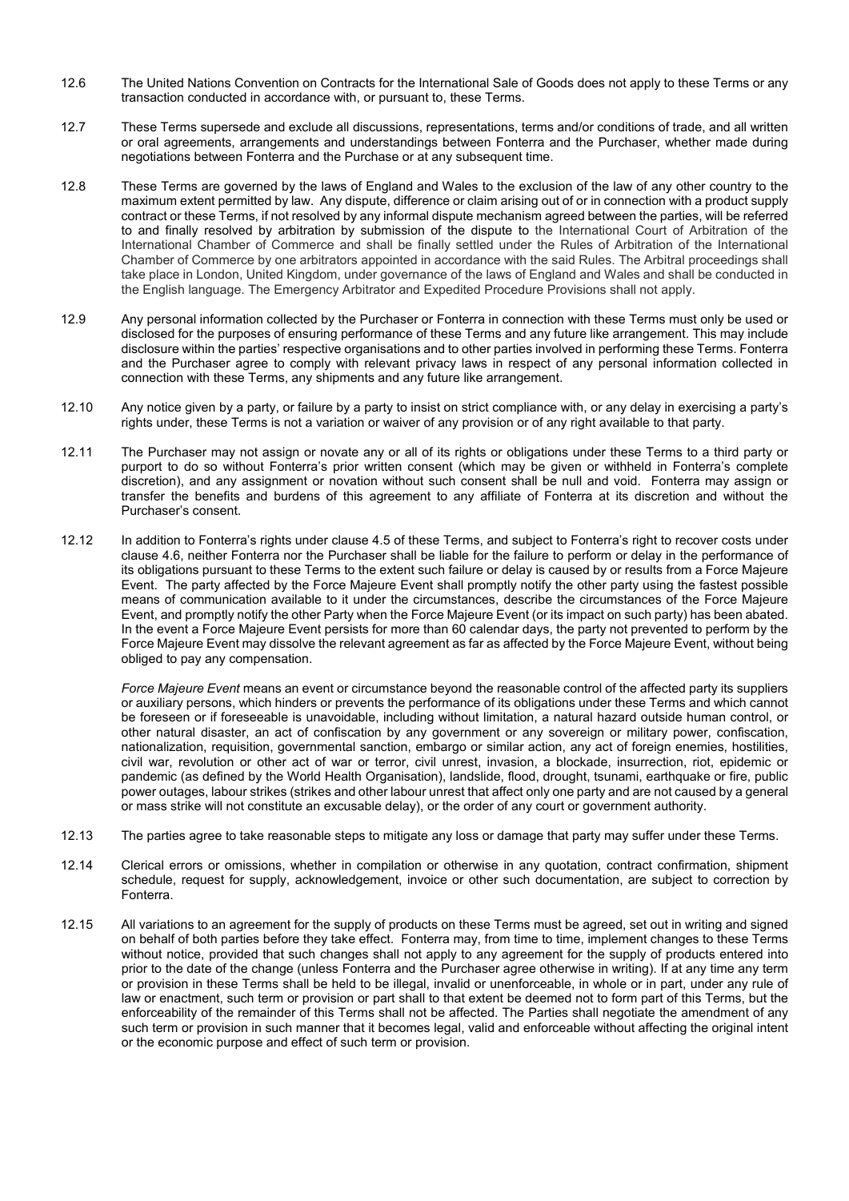12.6 The United Nations Convention on Contracts for the International Sale of Goods does not apply to these Terms or any transaction conducted in accordance with, or pursuant to, these Terms.

12.7 These Terms supersede and exclude all discussions, representations, terms and/or conditions of trade, and all written or oral agreements, arrangements and understandings between Fonterra and the Purchaser, whether made during negotiations between Fonterra and the Purchase or at any subsequent time.

12.8 These Terms are governed by the laws of England and Wales to the exclusion of the law of any other country to the maximum extent permitted by law. Any dispute, difference or claim arising out of or in connection with a product supply contract or these Terms, if not resolved by any informal dispute mechanism agreed between the parties, will be referred to and finally resolved by arbitration by submission of the dispute to the International Court of Arbitration of the International Chamber of Commerce and shall be finally settled under the Rules of Arbitration of the International Chamber of Commerce by one arbitrators appointed in accordance with the said Rules. The Arbitral proceedings shall take place in London, United Kingdom, under governance of the laws of England and Wales and shall be conducted in the English language. The Emergency Arbitrator and Expedited Procedure Provisions shall not apply.

12.9 Any personal information collected by the Purchaser or Fonterra in connection with these Terms must only be used or disclosed for the purposes of ensuring performance of these Terms and any future like arrangement. This may include disclosure within the parties' respective organisations and to other parties involved in performing these Terms. Fonterra and the Purchaser agree to comply with relevant privacy laws in respect of any personal information collected in connection with these Terms, any shipments and any future like arrangement.

12.10 Any notice given by a party, or failure by a party to insist on strict compliance with, or any delay in exercising a party's rights under, these Terms is not a variation or waiver of any provision or of any right available to that party.

12.11 The Purchaser may not assign or novate any or all of its rights or obligations under these Terms to a third party or purport to do so without Fonterra's prior written consent (which may be given or withheld in Fonterra's complete discretion), and any assignment or novation without such consent shall be null and void. Fonterra may assign or transfer the benefits and burdens of this agreement to any affiliate of Fonterra at its discretion and without the Purchaser's consent.

12.12 In addition to Fonterra's rights under clause 4.5 of these Terms, and subject to Fonterra's right to recover costs under clause 4.6, neither Fonterra nor the Purchaser shall be liable for the failure to perform or delay in the performance of its obligations pursuant to these Terms to the extent such failure or delay is caused by or results from a Force Majeure Event. The party affected by the Force Majeure Event shall promptly notify the other party using the fastest possible means of communication available to it under the circumstances, describe the circumstances of the Force Majeure Event, and promptly notify the other Party when the Force Majeure Event (or its impact on such party) has been abated. In the event a Force Majeure Event persists for more than 60 calendar days, the party not prevented to perform by the Force Majeure Event may dissolve the relevant agreement as far as affected by the Force Majeure Event, without being obliged to pay any compensation.

*Force Majeure Event* means an event or circumstance beyond the reasonable control of the affected party its suppliers or auxiliary persons, which hinders or prevents the performance of its obligations under these Terms and which cannot be foreseen or if foreseeable is unavoidable, including without limitation, a natural hazard outside human control, or other natural disaster, an act of confiscation by any government or any sovereign or military power, confiscation, nationalization, requisition, governmental sanction, embargo or similar action, any act of foreign enemies, hostilities, civil war, revolution or other act of war or terror, civil unrest, invasion, a blockade, insurrection, riot, epidemic or pandemic (as defined by the World Health Organisation), landslide, flood, drought, tsunami, earthquake or fire, public power outages, labour strikes (strikes and other labour unrest that affect only one party and are not caused by a general or mass strike will not constitute an excusable delay), or the order of any court or government authority.

12.13 The parties agree to take reasonable steps to mitigate any loss or damage that party may suffer under these Terms.

12.14 Clerical errors or omissions, whether in compilation or otherwise in any quotation, contract confirmation, shipment schedule, request for supply, acknowledgement, invoice or other such documentation, are subject to correction by Fonterra.

12.15 All variations to an agreement for the supply of products on these Terms must be agreed, set out in writing and signed on behalf of both parties before they take effect. Fonterra may, from time to time, implement changes to these Terms without notice, provided that such changes shall not apply to any agreement for the supply of products entered into prior to the date of the change (unless Fonterra and the Purchaser agree otherwise in writing). If at any time any term or provision in these Terms shall be held to be illegal, invalid or unenforceable, in whole or in part, under any rule of law or enactment, such term or provision or part shall to that extent be deemed not to form part of this Terms, but the enforceability of the remainder of this Terms shall not be affected. The Parties shall negotiate the amendment of any such term or provision in such manner that it becomes legal, valid and enforceable without affecting the original intent or the economic purpose and effect of such term or provision.